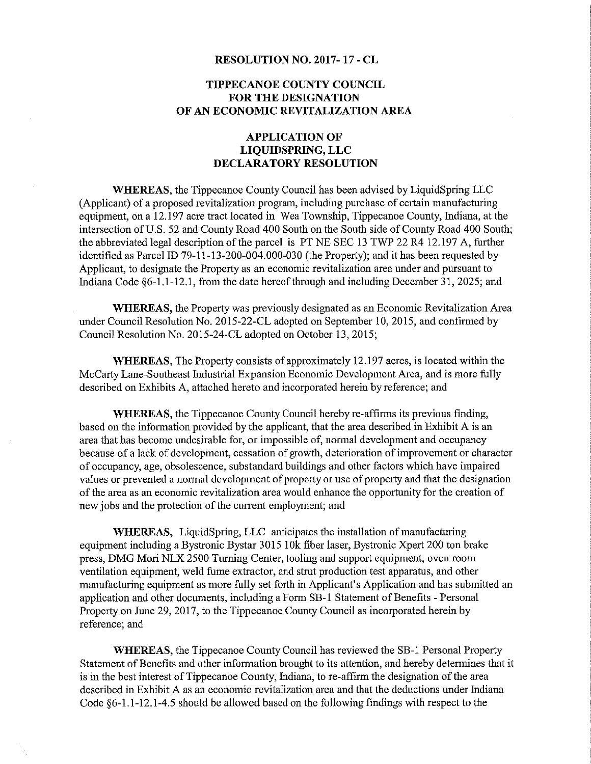# RESOLUTION NO. 2017- 17 - CL

## TIPPECANOE COUNTY COUNCIL FOR THE DESIGNATION OF AN ECONOMIC REVITALIZATION AREA

## APPLICATION OF LIQUIDSPRING, LLC DECLARATORY RESOLUTION

**WHEREAS,** the Tippecanoe County Council has been advised by LiquidSpring LLC (Applicant) of a proposed revitalization program, including purchase of certain manufacturing equipment, on a 12.197 acre tract located in Wea Township, Tippecanoe County, Indiana, at the intersection of U.S. 52 and County Road 400 South on the South side of County Road 400 South; the abbreviated legal description of the parcel is PT NE SEC 13 TWP 22 R4 12.197 A, further identified as Parcel ID 79-11-13-200-004.000-030 (the Property); and it has been requested by Applicant, to designate the Property as an economic revitalization area under and pursuant to Indiana Code §6-1.1-12.1, from the date hereof through and including December 31, 2025; and

**WHEREAS,** the Property was previously designated as an Economic Revitalization Area under Council Resolution No. 2015-22-CL adopted on September 10, 2015, and confirmed by Council Resolution No. 2015-24-CL adopted on October 13, 2015;

**WHEREAS,** The Property consists of approximately 12.197 acres, is located within the McCarty Lane-Southeast Industrial Expansion Economic Development Area, and is more fully described on Exhibits A, attached hereto and incorporated herein by reference; and

**WHEREAS,** the Tippecanoe County Council hereby re-affirms its previous finding, based on the information provided by the applicant, that the area described in Exhibit A is an area that has become undesirable for, or impossible of, normal development and occupancy because of a lack of development, cessation of growth, deterioration of improvement or character of occupancy, age, obsolescence, substandard buildings and other factors which have impaired values or prevented a normal development of property or use of property and that the designation of the area as an economic revitalization area would enhance the opportunity for the creation of new jobs and the protection of the current employment; and

**WHEREAS,** LiquidSpring, LLC anticipates the installation of manufacturing equipment including a Bystronic Bystar 3015 10k fiber laser, Bystronic Xpert 200 ton brake press, DMG Mori NLX 2500 Turning Center, tooling and support equipment, oven room ventilation equipment, weld fume extractor, and strut production test apparatus, and other manufacturing equipment as more fully set forth in Applicant's Application and has submitted an application and other documents, including a Form SB-1 Statement of Benefits - Personal Property on June 29, 2017, to the Tippecanoe County Council as incorporated herein by reference; and

**WHEREAS,** the Tippecanoe County Council has reviewed the SB-1 Personal Property Statement of Benefits and other information brought to its attention, and hereby determines that it is in the best interest of Tippecanoe County, Indiana, to re-affirm the designation of the area described in Exhibit A as an economic revitalization area and that the deductions under Indiana Code §6-1.1-12.1-4.5 should be allowed based on the following findings with respect to the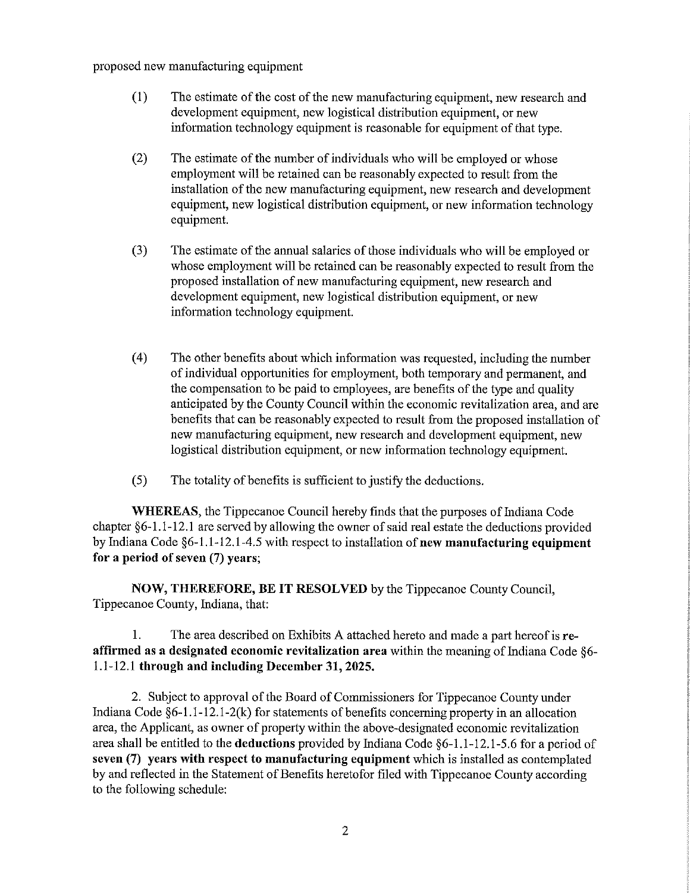proposed new manufacturing equipment

(1) The estimate of the cost of the new manufacturing equipment, new research and development equipment, new logistical distribution equipment, or new information technology equipment is reasonable for equipment of that type.

(2) The estimate of the number of individuals who will be employed or whose employment will be retained can be reasonably expected to result from the installation of the new manufacturing equipment, new research and development equipment, new logistical distribution equipment, or new information technology equipment.

(3) The estimate of the annual salaries of those individuals who will be employed or whose employment will be retained can be reasonably expected to result from the proposed installation of new manufacturing equipment, new research and development equipment, new logistical distribution equipment, or new information technology equipment.

(4) The other benefits about which information was requested, including the number of individual opportunities for employment, both temporary and permanent, and the compensation to be paid to employees, are benefits of the type and quality anticipated by the County Council within the economic revitalization area, and are benefits that can be reasonably expected to result from the proposed installation of new manufacturing equipment, new research and development equipment, new logistical distribution equipment, or new information technology equipment.

(5) The totality of benefits is sufficient to justify the deductions.

**WHEREAS**, the Tippecanoe Council hereby finds that the purposes of Indiana Code chapter §6-1.1-12.1 are served by allowing the owner of said real estate the deductions provided by Indiana Code §6-1.1-12.1-4.5 with respect to installation of **new manufacturing equipment for a period of seven (7) years**;

**NOW, THEREFORE, BE IT RESOLVED** by the Tippecanoe County Council, Tippecanoe County, Indiana, that:

1. The area described on Exhibits A attached hereto and made a part hereof is **re-affirmed as a designated economic revitalization area** within the meaning of Indiana Code §6-1.1-12.1 **through and including December 31, 2025.**

2. Subject to approval of the Board of Commissioners for Tippecanoe County under Indiana Code §6-1.1-12.1-2(k) for statements of benefits concerning property in an allocation area, the Applicant, as owner of property within the above-designated economic revitalization area shall be entitled to the **deductions** provided by Indiana Code §6-1.1-12.1-5.6 for a period of **seven (7) years with respect to manufacturing equipment** which is installed as contemplated by and reflected in the Statement of Benefits heretofor filed with Tippecanoe County according to the following schedule: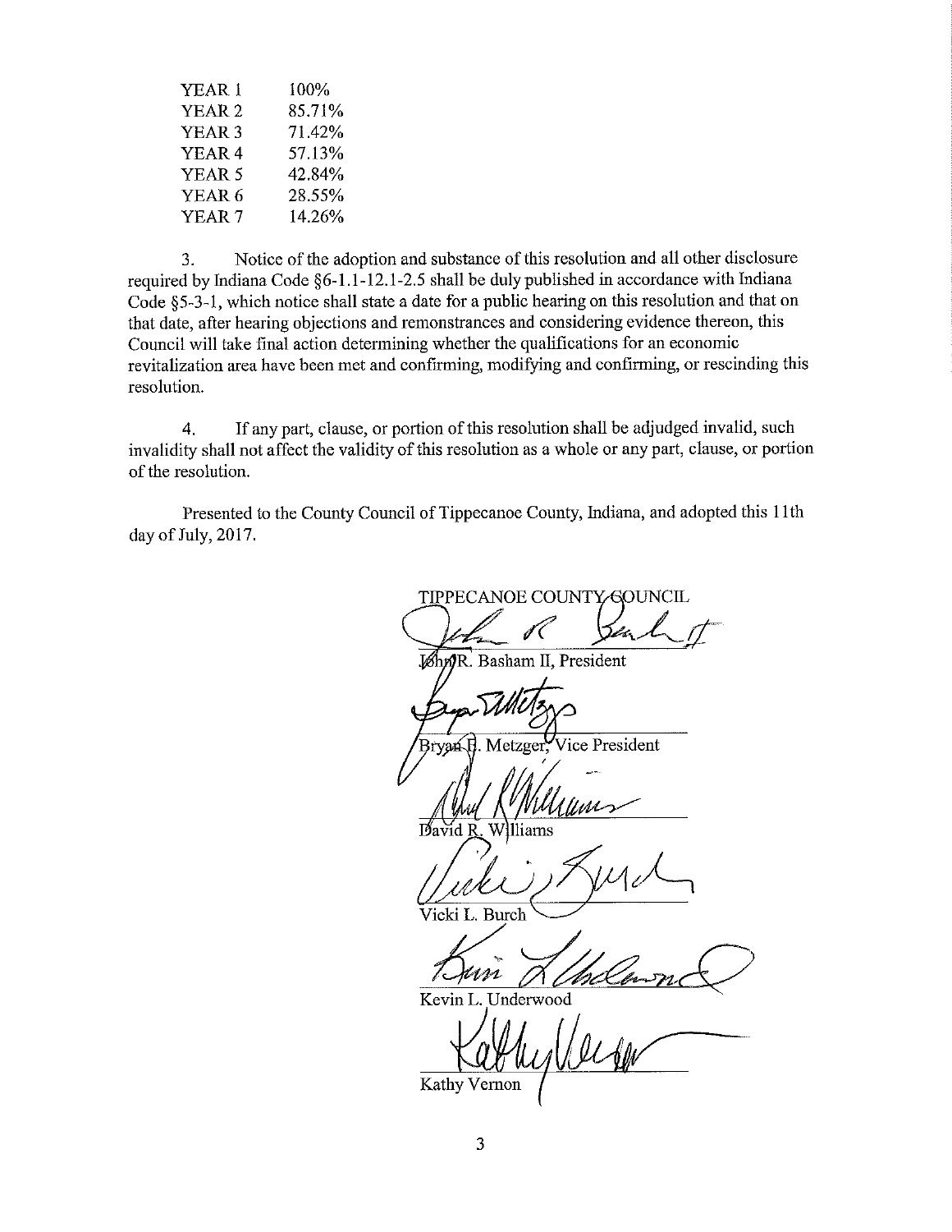| | |
|---|---|
| YEAR 1 | 100% |
| YEAR 2 | 85.71% |
| YEAR 3 | 71.42% |
| YEAR 4 | 57.13% |
| YEAR 5 | 42.84% |
| YEAR 6 | 28.55% |
| YEAR 7 | 14.26% |

3. Notice of the adoption and substance of this resolution and all other disclosure required by Indiana Code §6-1.1-12.1-2.5 shall be duly published in accordance with Indiana Code §5-3-1, which notice shall state a date for a public hearing on this resolution and that on that date, after hearing objections and remonstrances and considering evidence thereon, this Council will take final action determining whether the qualifications for an economic revitalization area have been met and confirming, modifying and confirming, or rescinding this resolution.

4. If any part, clause, or portion of this resolution shall be adjudged invalid, such invalidity shall not affect the validity of this resolution as a whole or any part, clause, or portion of the resolution.

Presented to the County Council of Tippecanoe County, Indiana, and adopted this 11th day of July, 2017.

TIPPECANOE COUNTY COUNCIL

John R. Basham II, President

Bryan E. Metzger, Vice President

David R. Williams

Vicki L. Burch

Kevin L. Underwood

Kathy Vernon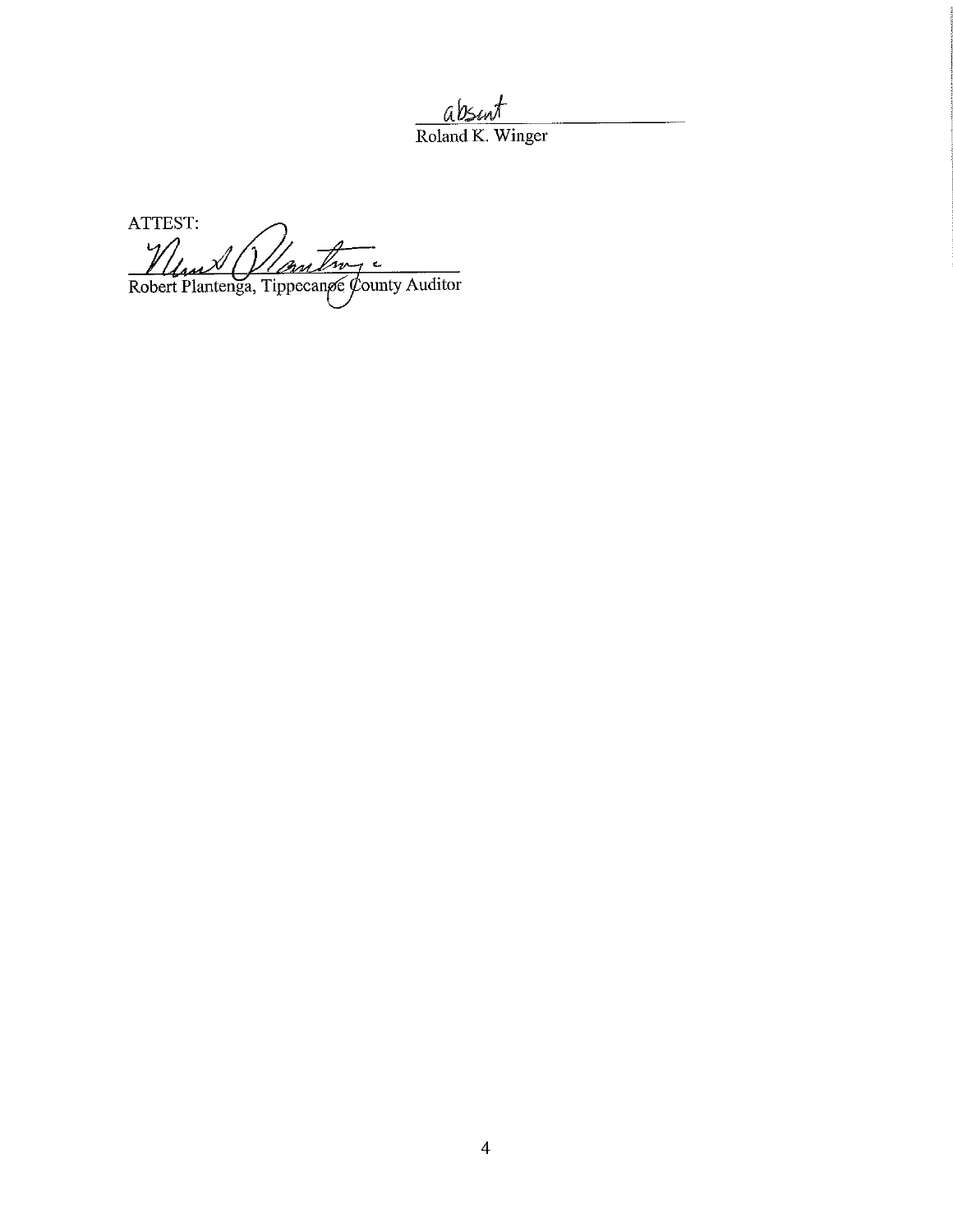absent

Roland K. Winger

ATTEST:

Robert Plantenga, Tippecanoe County Auditor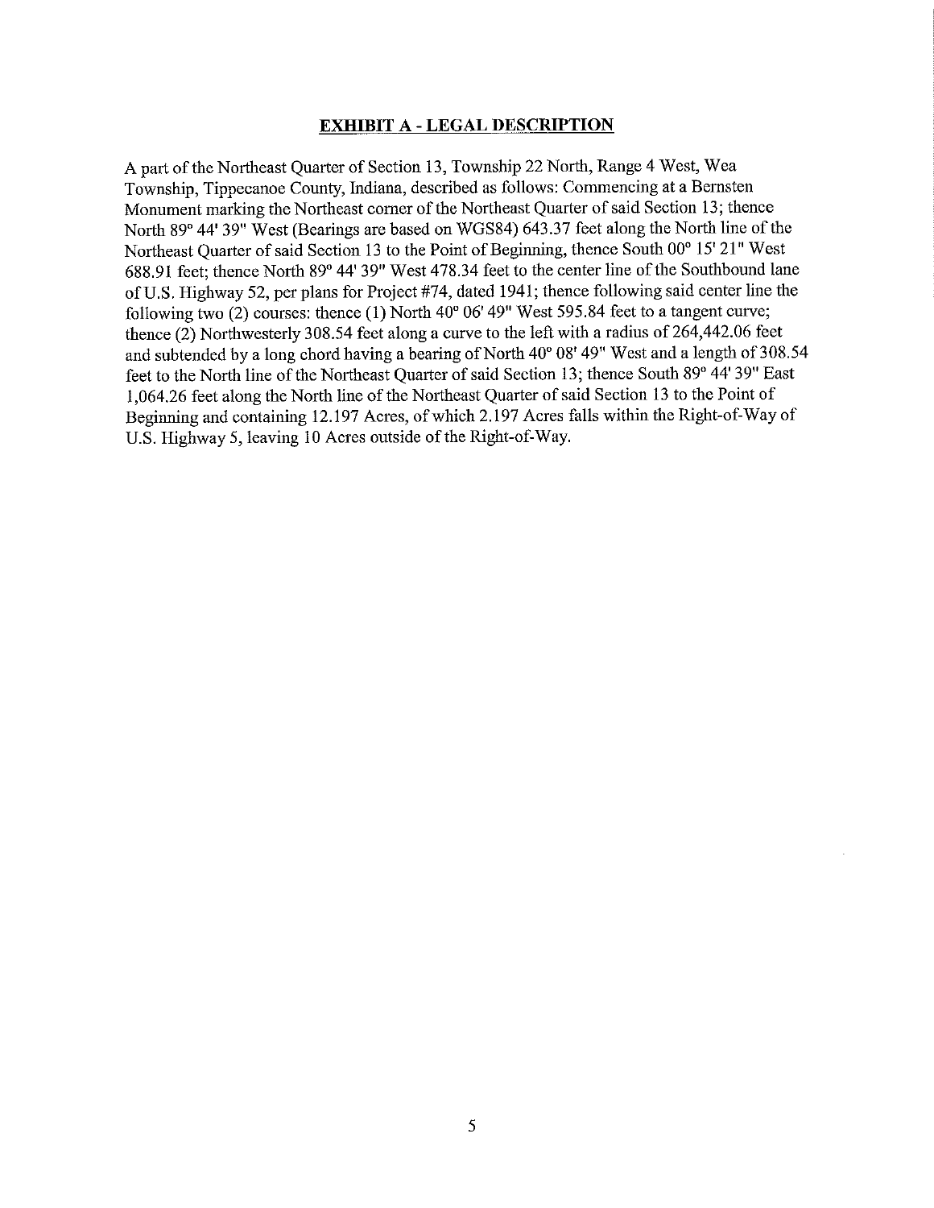## EXHIBIT A - LEGAL DESCRIPTION

A part of the Northeast Quarter of Section 13, Township 22 North, Range 4 West, Wea Township, Tippecanoe County, Indiana, described as follows: Commencing at a Bernsten Monument marking the Northeast corner of the Northeast Quarter of said Section 13; thence North 89° 44' 39" West (Bearings are based on WGS84) 643.37 feet along the North line of the Northeast Quarter of said Section 13 to the Point of Beginning, thence South 00° 15' 21" West 688.91 feet; thence North 89° 44' 39" West 478.34 feet to the center line of the Southbound lane of U.S. Highway 52, per plans for Project #74, dated 1941; thence following said center line the following two (2) courses: thence (1) North 40° 06' 49" West 595.84 feet to a tangent curve; thence (2) Northwesterly 308.54 feet along a curve to the left with a radius of 264,442.06 feet and subtended by a long chord having a bearing of North 40° 08' 49" West and a length of 308.54 feet to the North line of the Northeast Quarter of said Section 13; thence South 89° 44' 39" East 1,064.26 feet along the North line of the Northeast Quarter of said Section 13 to the Point of Beginning and containing 12.197 Acres, of which 2.197 Acres falls within the Right-of-Way of U.S. Highway 5, leaving 10 Acres outside of the Right-of-Way.